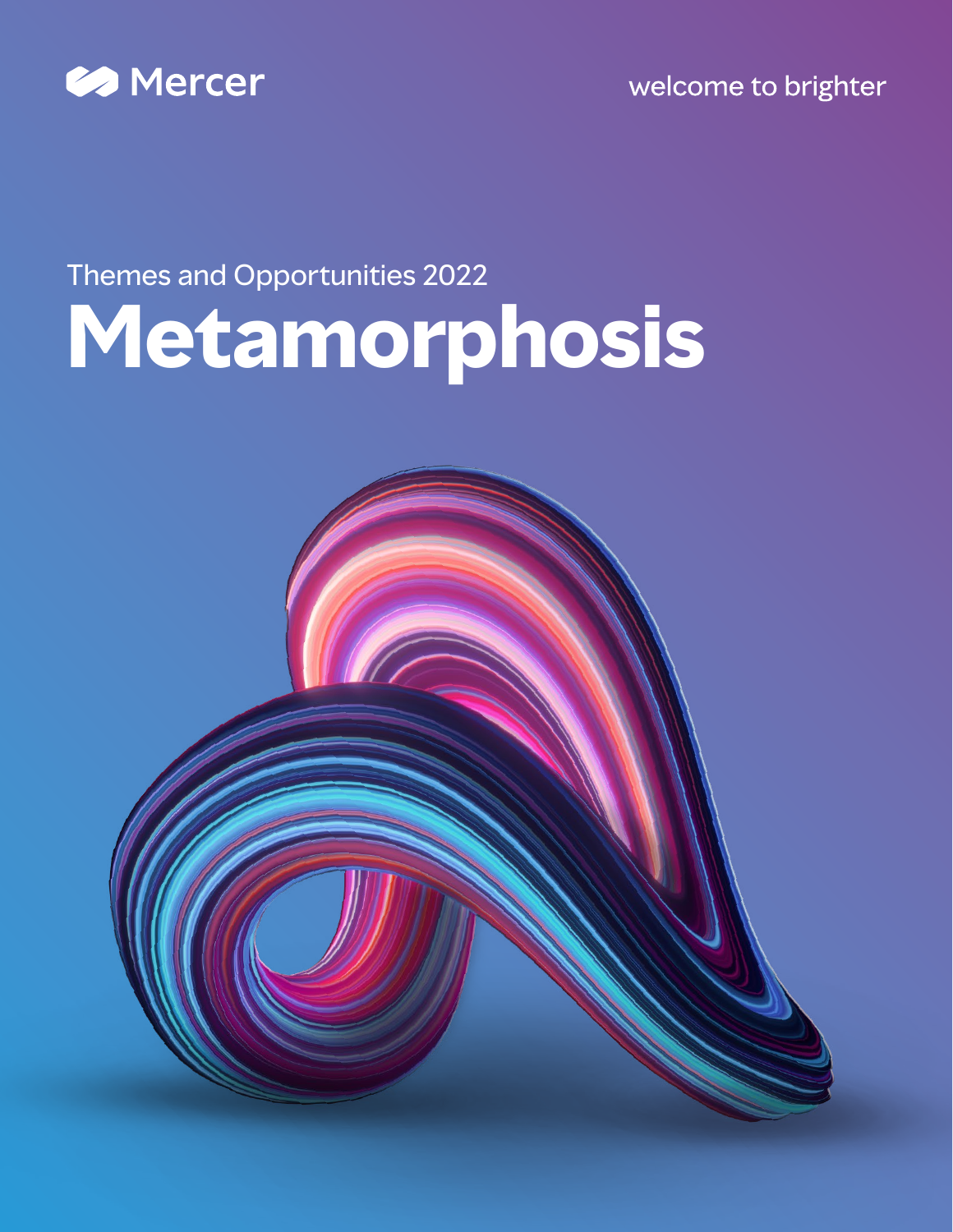Mercer

welcome to brighter

Themes and Opportunities 2022

# Metamorphosis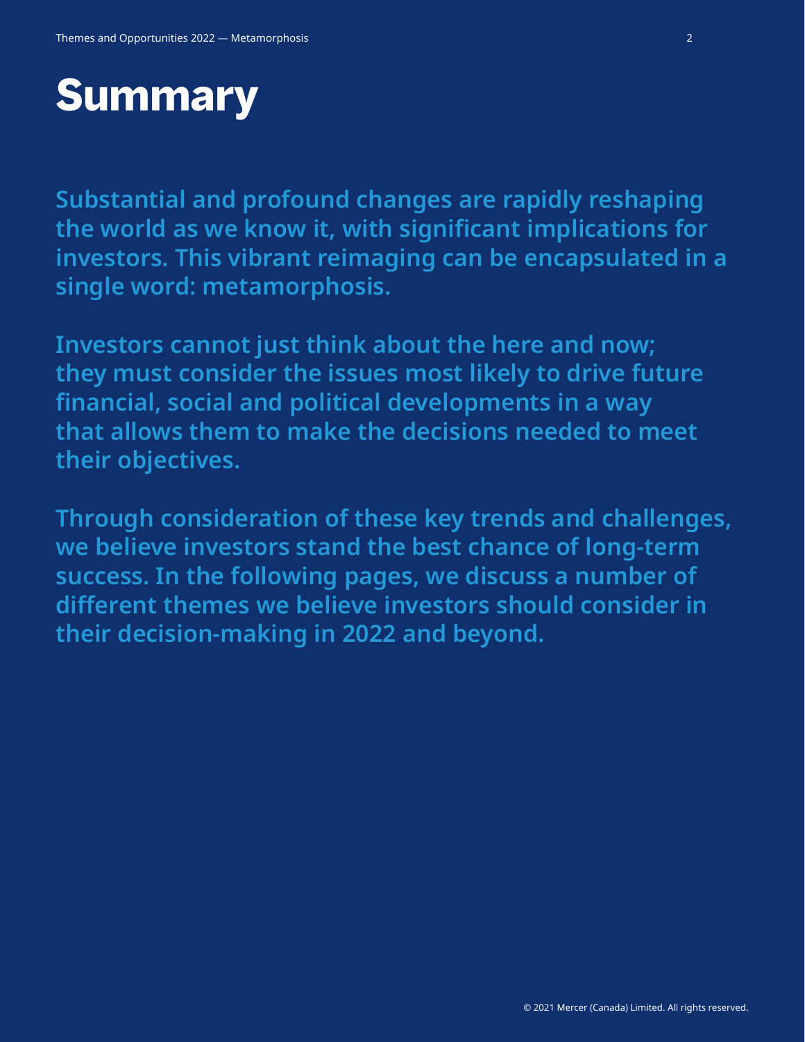# Summary

**Substantial and profound changes are rapidly reshaping the world as we know it, with significant implications for investors. This vibrant reimaging can be encapsulated in a single word: metamorphosis.**

**Investors cannot just think about the here and now; they must consider the issues most likely to drive future financial, social and political developments in a way that allows them to make the decisions needed to meet their objectives.**

**Through consideration of these key trends and challenges, we believe investors stand the best chance of long-term success. In the following pages, we discuss a number of different themes we believe investors should consider in their decision-making in 2022 and beyond.**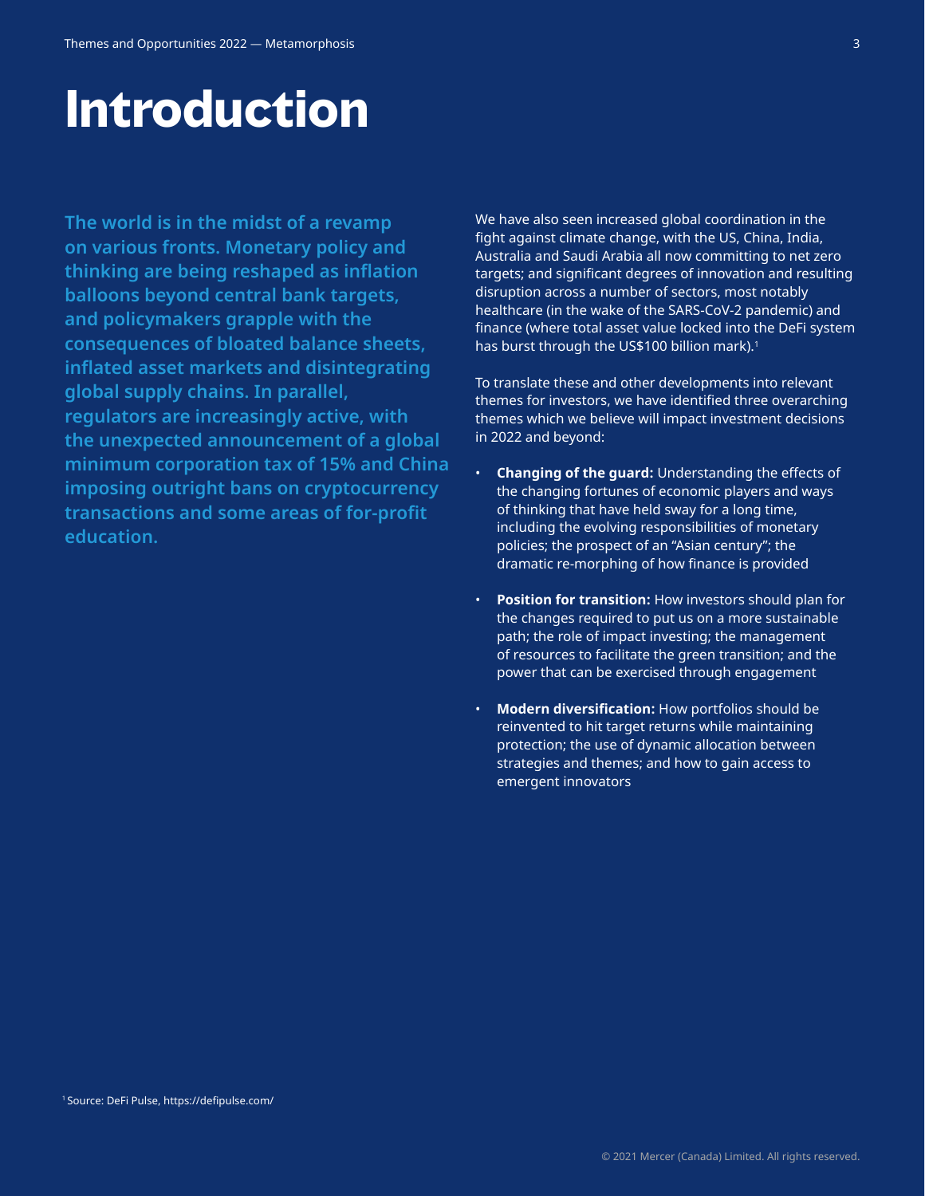# Introduction

**The world is in the midst of a revamp on various fronts. Monetary policy and thinking are being reshaped as inflation balloons beyond central bank targets, and policymakers grapple with the consequences of bloated balance sheets, inflated asset markets and disintegrating global supply chains. In parallel, regulators are increasingly active, with the unexpected announcement of a global minimum corporation tax of 15% and China imposing outright bans on cryptocurrency transactions and some areas of for-profit education.**

We have also seen increased global coordination in the fight against climate change, with the US, China, India, Australia and Saudi Arabia all now committing to net zero targets; and significant degrees of innovation and resulting disruption across a number of sectors, most notably healthcare (in the wake of the SARS-CoV-2 pandemic) and finance (where total asset value locked into the DeFi system has burst through the US$100 billion mark).[1]

To translate these and other developments into relevant themes for investors, we have identified three overarching themes which we believe will impact investment decisions in 2022 and beyond:

- **Changing of the guard:** Understanding the effects of the changing fortunes of economic players and ways of thinking that have held sway for a long time, including the evolving responsibilities of monetary policies; the prospect of an "Asian century"; the dramatic re-morphing of how finance is provided
- **Position for transition:** How investors should plan for the changes required to put us on a more sustainable path; the role of impact investing; the management of resources to facilitate the green transition; and the power that can be exercised through engagement
- **Modern diversification:** How portfolios should be reinvented to hit target returns while maintaining protection; the use of dynamic allocation between strategies and themes; and how to gain access to emergent innovators

[1] Source: DeFi Pulse, https://defipulse.com/

© 2021 Mercer (Canada) Limited. All rights reserved.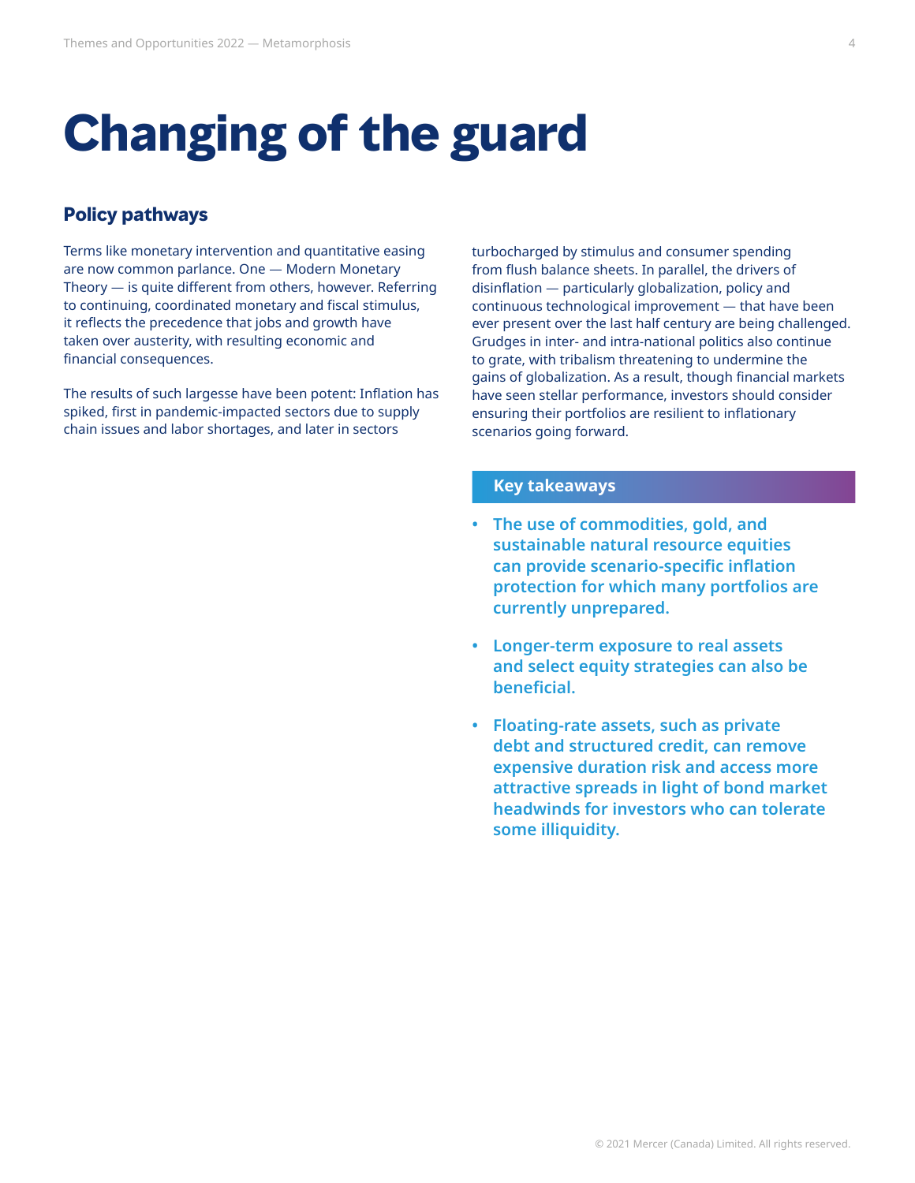# Changing of the guard

## Policy pathways

Terms like monetary intervention and quantitative easing are now common parlance. One — Modern Monetary Theory — is quite different from others, however. Referring to continuing, coordinated monetary and fiscal stimulus, it reflects the precedence that jobs and growth have taken over austerity, with resulting economic and financial consequences.

The results of such largesse have been potent: Inflation has spiked, first in pandemic-impacted sectors due to supply chain issues and labor shortages, and later in sectors turbocharged by stimulus and consumer spending from flush balance sheets. In parallel, the drivers of disinflation — particularly globalization, policy and continuous technological improvement — that have been ever present over the last half century are being challenged. Grudges in inter- and intra-national politics also continue to grate, with tribalism threatening to undermine the gains of globalization. As a result, though financial markets have seen stellar performance, investors should consider ensuring their portfolios are resilient to inflationary scenarios going forward.

### Key takeaways

- **The use of commodities, gold, and sustainable natural resource equities can provide scenario-specific inflation protection for which many portfolios are currently unprepared.**
- **Longer-term exposure to real assets and select equity strategies can also be beneficial.**
- **Floating-rate assets, such as private debt and structured credit, can remove expensive duration risk and access more attractive spreads in light of bond market headwinds for investors who can tolerate some illiquidity.**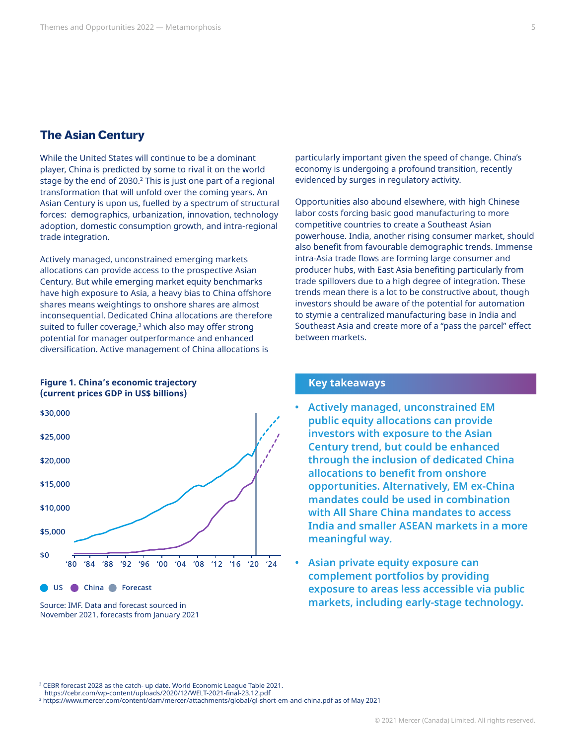## The Asian Century

While the United States will continue to be a dominant player, China is predicted by some to rival it on the world stage by the end of 2030.[2] This is just one part of a regional transformation that will unfold over the coming years. An Asian Century is upon us, fuelled by a spectrum of structural forces: demographics, urbanization, innovation, technology adoption, domestic consumption growth, and intra-regional trade integration.

Actively managed, unconstrained emerging markets allocations can provide access to the prospective Asian Century. But while emerging market equity benchmarks have high exposure to Asia, a heavy bias to China offshore shares means weightings to onshore shares are almost inconsequential. Dedicated China allocations are therefore suited to fuller coverage,[3] which also may offer strong potential for manager outperformance and enhanced diversification. Active management of China allocations is particularly important given the speed of change. China's economy is undergoing a profound transition, recently evidenced by surges in regulatory activity.

Opportunities also abound elsewhere, with high Chinese labor costs forcing basic good manufacturing to more competitive countries to create a Southeast Asian powerhouse. India, another rising consumer market, should also benefit from favourable demographic trends. Immense intra-Asia trade flows are forming large consumer and producer hubs, with East Asia benefiting particularly from trade spillovers due to a high degree of integration. These trends mean there is a lot to be constructive about, though investors should be aware of the potential for automation to stymie a centralized manufacturing base in India and Southeast Asia and create more of a "pass the parcel" effect between markets.

**Figure 1. China's economic trajectory (current prices GDP in US$ billions)**

Source: IMF. Data and forecast sourced in November 2021, forecasts from January 2021

### Key takeaways

- **Actively managed, unconstrained EM public equity allocations can provide investors with exposure to the Asian Century trend, but could be enhanced through the inclusion of dedicated China allocations to benefit from onshore opportunities. Alternatively, EM ex-China mandates could be used in combination with All Share China mandates to access India and smaller ASEAN markets in a more meaningful way.**
- **Asian private equity exposure can complement portfolios by providing exposure to areas less accessible via public markets, including early-stage technology.**

[2] CEBR forecast 2028 as the catch- up date. World Economic League Table 2021. https://cebr.com/wp-content/uploads/2020/12/WELT-2021-final-23.12.pdf

[3] https://www.mercer.com/content/dam/mercer/attachments/global/gl-short-em-and-china.pdf as of May 2021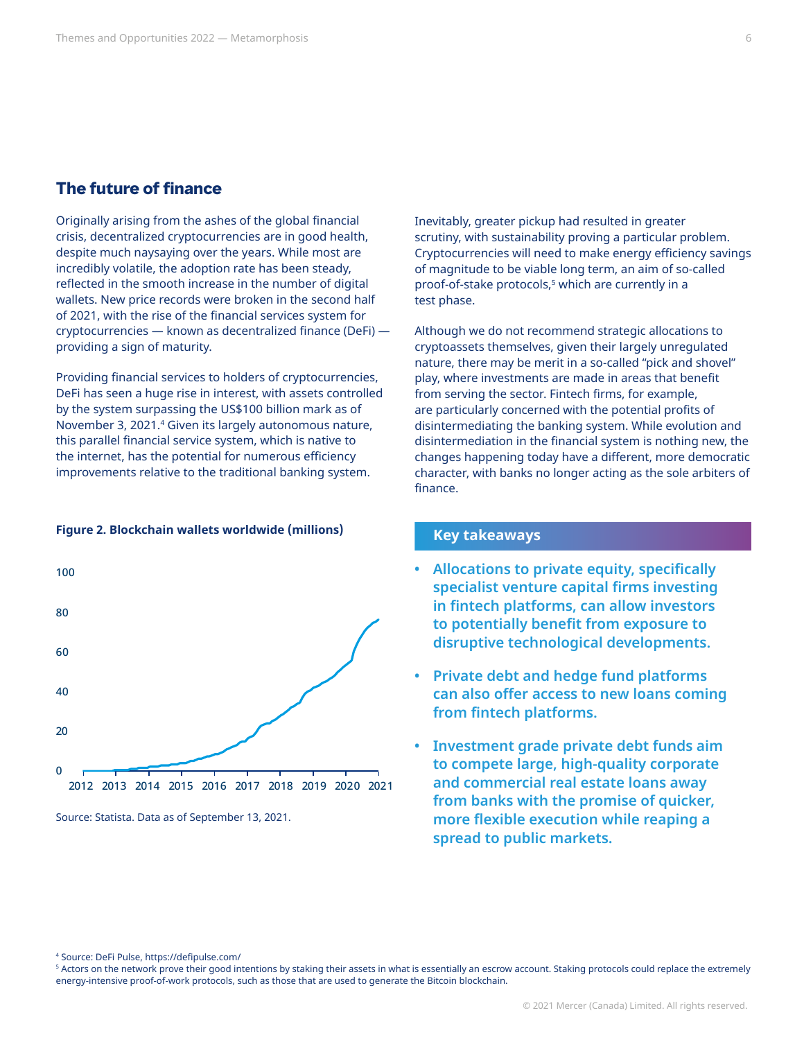## The future of finance

Originally arising from the ashes of the global financial crisis, decentralized cryptocurrencies are in good health, despite much naysaying over the years. While most are incredibly volatile, the adoption rate has been steady, reflected in the smooth increase in the number of digital wallets. New price records were broken in the second half of 2021, with the rise of the financial services system for cryptocurrencies — known as decentralized finance (DeFi) — providing a sign of maturity.

Providing financial services to holders of cryptocurrencies, DeFi has seen a huge rise in interest, with assets controlled by the system surpassing the US$100 billion mark as of November 3, 2021.[4] Given its largely autonomous nature, this parallel financial service system, which is native to the internet, has the potential for numerous efficiency improvements relative to the traditional banking system.

**Figure 2. Blockchain wallets worldwide (millions)**

Source: Statista. Data as of September 13, 2021.

Inevitably, greater pickup had resulted in greater scrutiny, with sustainability proving a particular problem. Cryptocurrencies will need to make energy efficiency savings of magnitude to be viable long term, an aim of so-called proof-of-stake protocols,[5] which are currently in a test phase.

Although we do not recommend strategic allocations to cryptoassets themselves, given their largely unregulated nature, there may be merit in a so-called "pick and shovel" play, where investments are made in areas that benefit from serving the sector. Fintech firms, for example, are particularly concerned with the potential profits of disintermediating the banking system. While evolution and disintermediation in the financial system is nothing new, the changes happening today have a different, more democratic character, with banks no longer acting as the sole arbiters of finance.

### Key takeaways

- **Allocations to private equity, specifically specialist venture capital firms investing in fintech platforms, can allow investors to potentially benefit from exposure to disruptive technological developments.**
- **Private debt and hedge fund platforms can also offer access to new loans coming from fintech platforms.**
- **Investment grade private debt funds aim to compete large, high-quality corporate and commercial real estate loans away from banks with the promise of quicker, more flexible execution while reaping a spread to public markets.**

[4] Source: DeFi Pulse, https://defipulse.com/

[5] Actors on the network prove their good intentions by staking their assets in what is essentially an escrow account. Staking protocols could replace the extremely energy-intensive proof-of-work protocols, such as those that are used to generate the Bitcoin blockchain.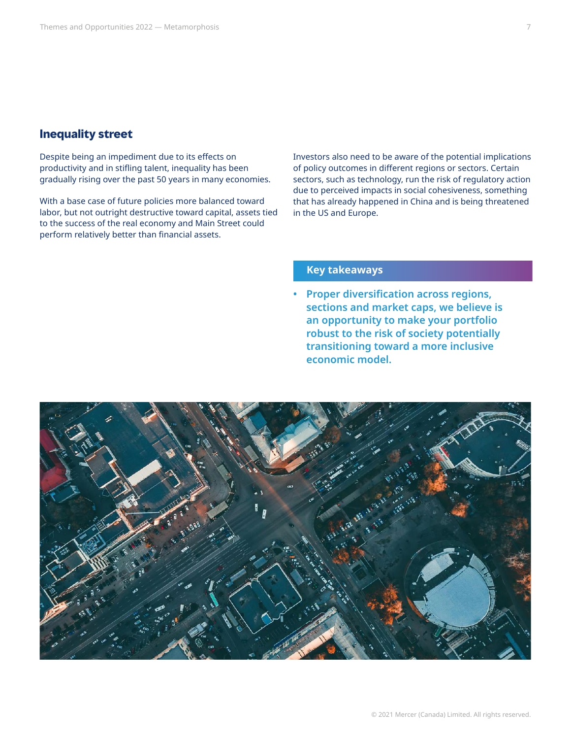## Inequality street

Despite being an impediment due to its effects on productivity and in stifling talent, inequality has been gradually rising over the past 50 years in many economies.

With a base case of future policies more balanced toward labor, but not outright destructive toward capital, assets tied to the success of the real economy and Main Street could perform relatively better than financial assets.

Investors also need to be aware of the potential implications of policy outcomes in different regions or sectors. Certain sectors, such as technology, run the risk of regulatory action due to perceived impacts in social cohesiveness, something that has already happened in China and is being threatened in the US and Europe.

### Key takeaways

- **Proper diversification across regions, sections and market caps, we believe is an opportunity to make your portfolio robust to the risk of society potentially transitioning toward a more inclusive economic model.**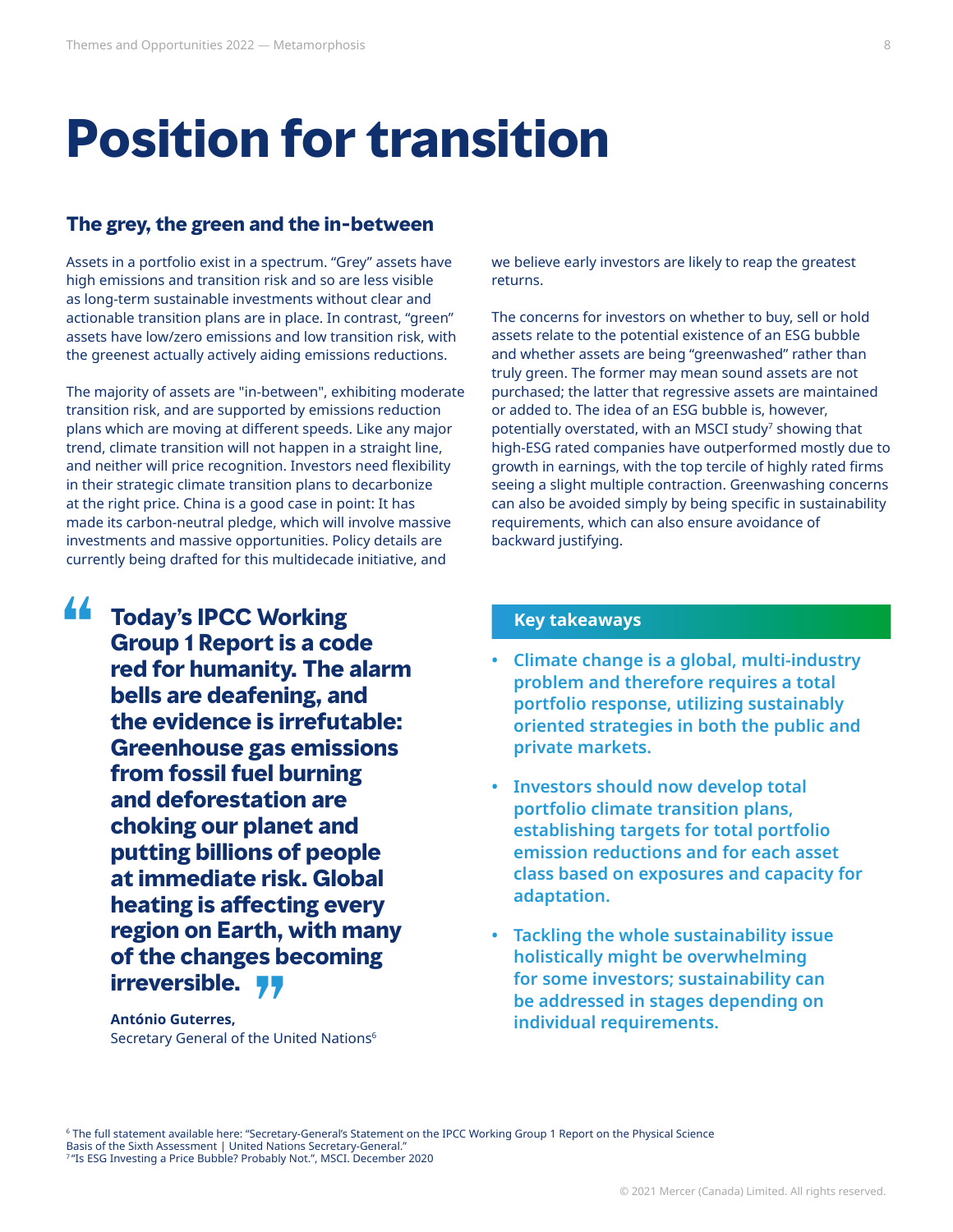# Position for transition

## The grey, the green and the in-between

Assets in a portfolio exist in a spectrum. "Grey" assets have high emissions and transition risk and so are less visible as long-term sustainable investments without clear and actionable transition plans are in place. In contrast, "green" assets have low/zero emissions and low transition risk, with the greenest actually actively aiding emissions reductions.

The majority of assets are "in-between", exhibiting moderate transition risk, and are supported by emissions reduction plans which are moving at different speeds. Like any major trend, climate transition will not happen in a straight line, and neither will price recognition. Investors need flexibility in their strategic climate transition plans to decarbonize at the right price. China is a good case in point: It has made its carbon-neutral pledge, which will involve massive investments and massive opportunities. Policy details are currently being drafted for this multidecade initiative, and we believe early investors are likely to reap the greatest returns.

The concerns for investors on whether to buy, sell or hold assets relate to the potential existence of an ESG bubble and whether assets are being "greenwashed" rather than truly green. The former may mean sound assets are not purchased; the latter that regressive assets are maintained or added to. The idea of an ESG bubble is, however, potentially overstated, with an MSCI study[7] showing that high-ESG rated companies have outperformed mostly due to growth in earnings, with the top tercile of highly rated firms seeing a slight multiple contraction. Greenwashing concerns can also be avoided simply by being specific in sustainability requirements, which can also ensure avoidance of backward justifying.

> **"Today's IPCC Working Group 1 Report is a code red for humanity. The alarm bells are deafening, and the evidence is irrefutable: Greenhouse gas emissions from fossil fuel burning and deforestation are choking our planet and putting billions of people at immediate risk. Global heating is affecting every region on Earth, with many of the changes becoming irreversible."**
>
> **António Guterres,**
> Secretary General of the United Nations[6]

### Key takeaways

- **Climate change is a global, multi-industry problem and therefore requires a total portfolio response, utilizing sustainably oriented strategies in both the public and private markets.**
- **Investors should now develop total portfolio climate transition plans, establishing targets for total portfolio emission reductions and for each asset class based on exposures and capacity for adaptation.**
- **Tackling the whole sustainability issue holistically might be overwhelming for some investors; sustainability can be addressed in stages depending on individual requirements.**

---

[6] The full statement available here: "Secretary-General's Statement on the IPCC Working Group 1 Report on the Physical Science Basis of the Sixth Assessment | United Nations Secretary-General."

[7] "Is ESG Investing a Price Bubble? Probably Not.", MSCI. December 2020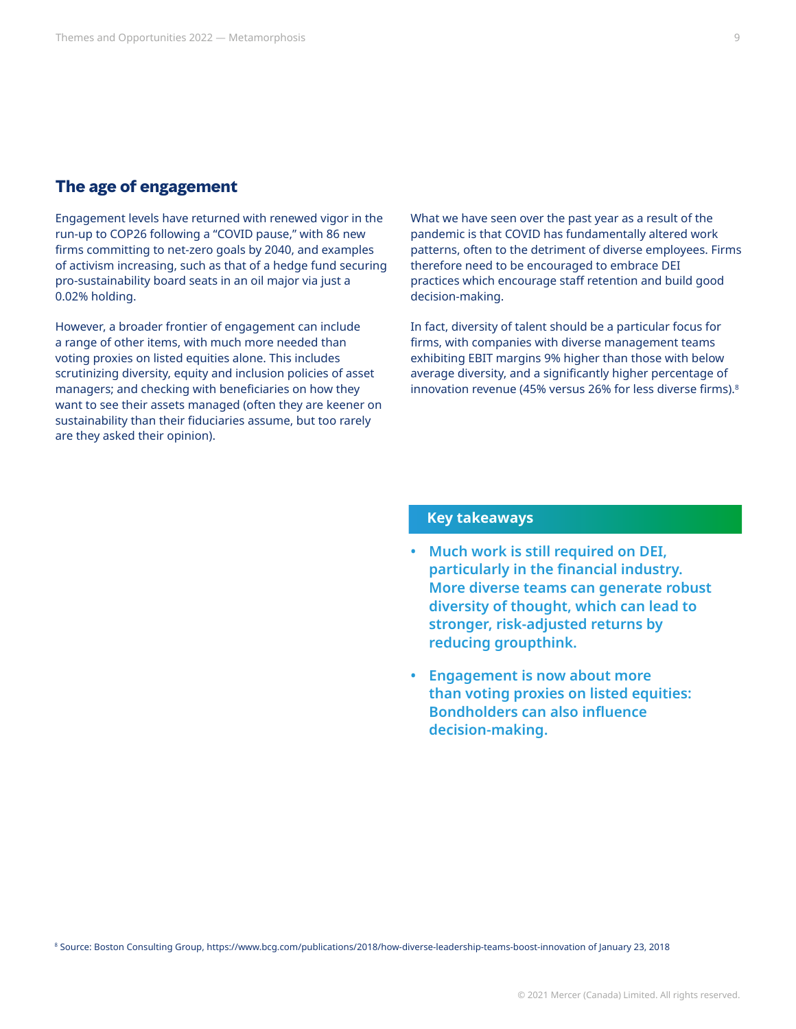## The age of engagement

Engagement levels have returned with renewed vigor in the run-up to COP26 following a "COVID pause," with 86 new firms committing to net-zero goals by 2040, and examples of activism increasing, such as that of a hedge fund securing pro-sustainability board seats in an oil major via just a 0.02% holding.

However, a broader frontier of engagement can include a range of other items, with much more needed than voting proxies on listed equities alone. This includes scrutinizing diversity, equity and inclusion policies of asset managers; and checking with beneficiaries on how they want to see their assets managed (often they are keener on sustainability than their fiduciaries assume, but too rarely are they asked their opinion).

What we have seen over the past year as a result of the pandemic is that COVID has fundamentally altered work patterns, often to the detriment of diverse employees. Firms therefore need to be encouraged to embrace DEI practices which encourage staff retention and build good decision-making.

In fact, diversity of talent should be a particular focus for firms, with companies with diverse management teams exhibiting EBIT margins 9% higher than those with below average diversity, and a significantly higher percentage of innovation revenue (45% versus 26% for less diverse firms).[8]

### Key takeaways

- **Much work is still required on DEI, particularly in the financial industry. More diverse teams can generate robust diversity of thought, which can lead to stronger, risk-adjusted returns by reducing groupthink.**
- **Engagement is now about more than voting proxies on listed equities: Bondholders can also influence decision-making.**

[8] Source: Boston Consulting Group, https://www.bcg.com/publications/2018/how-diverse-leadership-teams-boost-innovation of January 23, 2018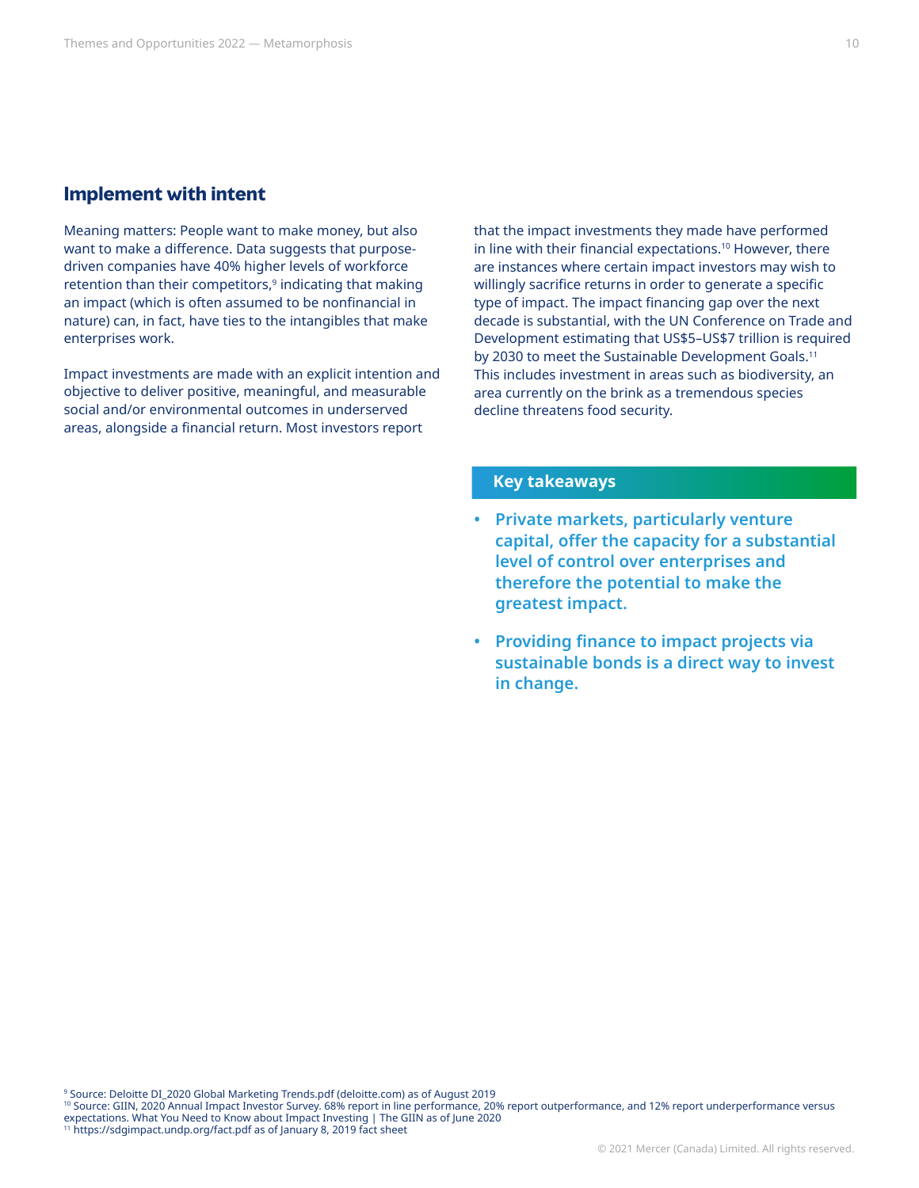## Implement with intent

Meaning matters: People want to make money, but also want to make a difference. Data suggests that purpose-driven companies have 40% higher levels of workforce retention than their competitors,[9] indicating that making an impact (which is often assumed to be nonfinancial in nature) can, in fact, have ties to the intangibles that make enterprises work.

Impact investments are made with an explicit intention and objective to deliver positive, meaningful, and measurable social and/or environmental outcomes in underserved areas, alongside a financial return. Most investors report that the impact investments they made have performed in line with their financial expectations.[10] However, there are instances where certain impact investors may wish to willingly sacrifice returns in order to generate a specific type of impact. The impact financing gap over the next decade is substantial, with the UN Conference on Trade and Development estimating that US$5–US$7 trillion is required by 2030 to meet the Sustainable Development Goals.[11] This includes investment in areas such as biodiversity, an area currently on the brink as a tremendous species decline threatens food security.

### Key takeaways

- **Private markets, particularly venture capital, offer the capacity for a substantial level of control over enterprises and therefore the potential to make the greatest impact.**
- **Providing finance to impact projects via sustainable bonds is a direct way to invest in change.**

[9] Source: Deloitte DI_2020 Global Marketing Trends.pdf (deloitte.com) as of August 2019
[10] Source: GIIN, 2020 Annual Impact Investor Survey. 68% report in line performance, 20% report outperformance, and 12% report underperformance versus expectations. What You Need to Know about Impact Investing | The GIIN as of June 2020
[11] https://sdgimpact.undp.org/fact.pdf as of January 8, 2019 fact sheet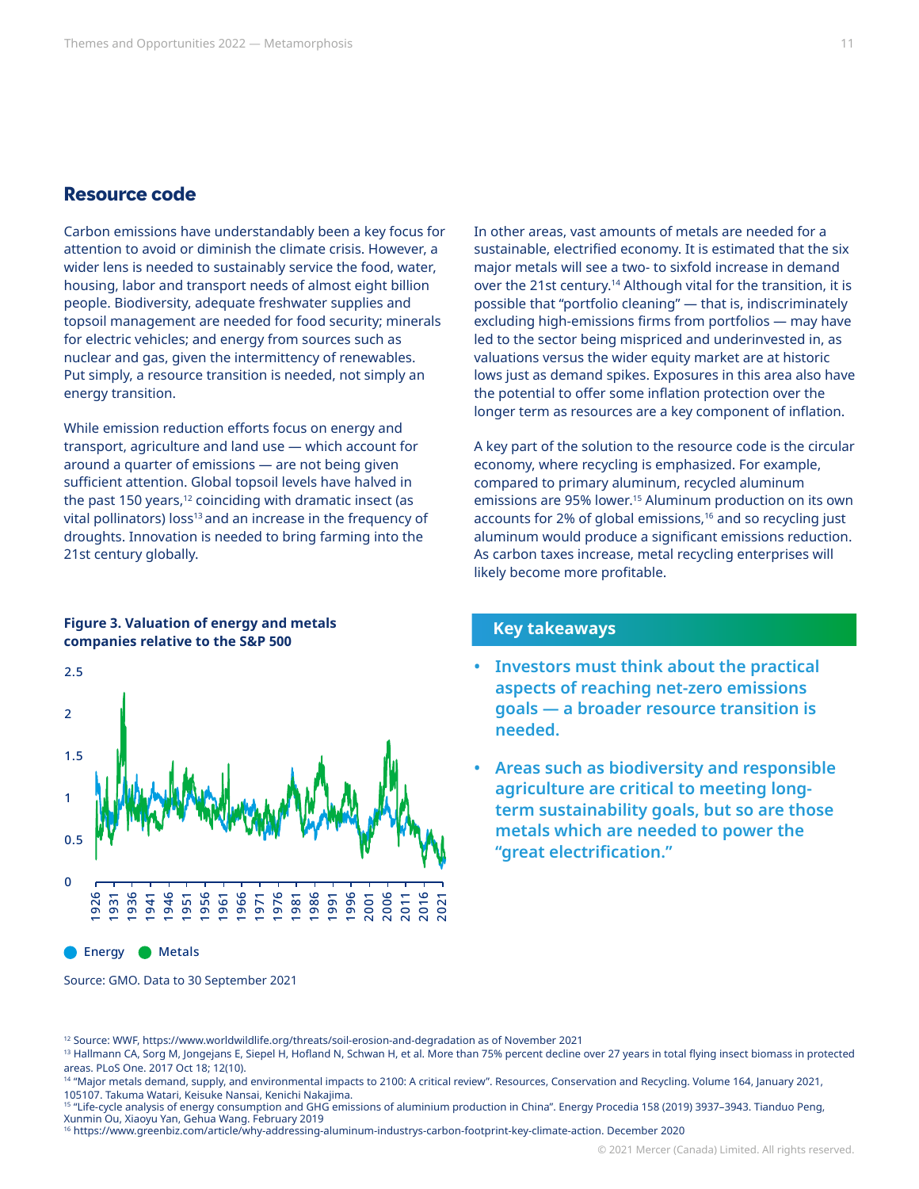## Resource code

Carbon emissions have understandably been a key focus for attention to avoid or diminish the climate crisis. However, a wider lens is needed to sustainably service the food, water, housing, labor and transport needs of almost eight billion people. Biodiversity, adequate freshwater supplies and topsoil management are needed for food security; minerals for electric vehicles; and energy from sources such as nuclear and gas, given the intermittency of renewables. Put simply, a resource transition is needed, not simply an energy transition.

While emission reduction efforts focus on energy and transport, agriculture and land use — which account for around a quarter of emissions — are not being given sufficient attention. Global topsoil levels have halved in the past 150 years,[12] coinciding with dramatic insect (as vital pollinators) loss[13] and an increase in the frequency of droughts. Innovation is needed to bring farming into the 21st century globally.

**Figure 3. Valuation of energy and metals companies relative to the S&P 500**

Energy  Metals

Source: GMO. Data to 30 September 2021

In other areas, vast amounts of metals are needed for a sustainable, electrified economy. It is estimated that the six major metals will see a two- to sixfold increase in demand over the 21st century.[14] Although vital for the transition, it is possible that "portfolio cleaning" — that is, indiscriminately excluding high-emissions firms from portfolios — may have led to the sector being mispriced and underinvested in, as valuations versus the wider equity market are at historic lows just as demand spikes. Exposures in this area also have the potential to offer some inflation protection over the longer term as resources are a key component of inflation.

A key part of the solution to the resource code is the circular economy, where recycling is emphasized. For example, compared to primary aluminum, recycled aluminum emissions are 95% lower.[15] Aluminum production on its own accounts for 2% of global emissions,[16] and so recycling just aluminum would produce a significant emissions reduction. As carbon taxes increase, metal recycling enterprises will likely become more profitable.

### Key takeaways

- **Investors must think about the practical aspects of reaching net-zero emissions goals — a broader resource transition is needed.**
- **Areas such as biodiversity and responsible agriculture are critical to meeting long-term sustainability goals, but so are those metals which are needed to power the "great electrification."**

[12] Source: WWF, https://www.worldwildlife.org/threats/soil-erosion-and-degradation as of November 2021

[13] Hallmann CA, Sorg M, Jongejans E, Siepel H, Hofland N, Schwan H, et al. More than 75% percent decline over 27 years in total flying insect biomass in protected areas. PLoS One. 2017 Oct 18; 12(10).

[14] "Major metals demand, supply, and environmental impacts to 2100: A critical review". Resources, Conservation and Recycling. Volume 164, January 2021, 105107. Takuma Watari, Keisuke Nansai, Kenichi Nakajima.

[15] "Life-cycle analysis of energy consumption and GHG emissions of aluminium production in China". Energy Procedia 158 (2019) 3937–3943. Tianduo Peng, Xunmin Ou, Xiaoyu Yan, Gehua Wang. February 2019

[16] https://www.greenbiz.com/article/why-addressing-aluminum-industrys-carbon-footprint-key-climate-action. December 2020

© 2021 Mercer (Canada) Limited. All rights reserved.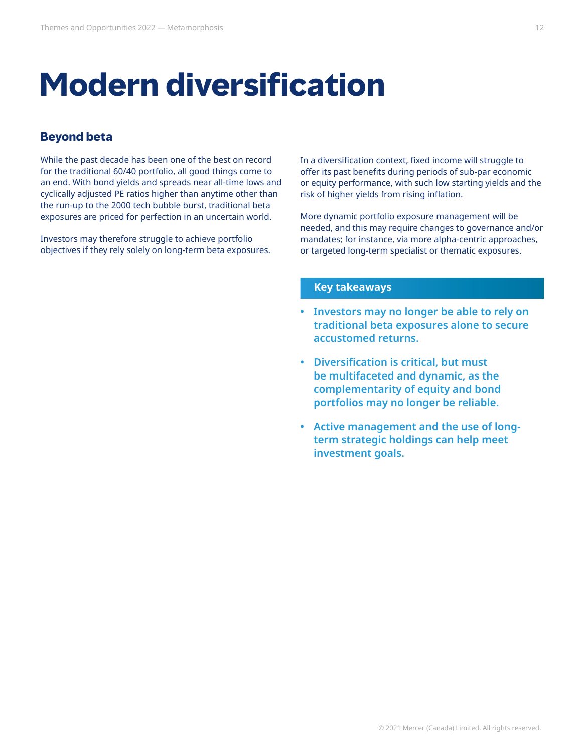# Modern diversification

## Beyond beta

While the past decade has been one of the best on record for the traditional 60/40 portfolio, all good things come to an end. With bond yields and spreads near all-time lows and cyclically adjusted PE ratios higher than anytime other than the run-up to the 2000 tech bubble burst, traditional beta exposures are priced for perfection in an uncertain world.

Investors may therefore struggle to achieve portfolio objectives if they rely solely on long-term beta exposures.

In a diversification context, fixed income will struggle to offer its past benefits during periods of sub-par economic or equity performance, with such low starting yields and the risk of higher yields from rising inflation.

More dynamic portfolio exposure management will be needed, and this may require changes to governance and/or mandates; for instance, via more alpha-centric approaches, or targeted long-term specialist or thematic exposures.

### Key takeaways

- **Investors may no longer be able to rely on traditional beta exposures alone to secure accustomed returns.**
- **Diversification is critical, but must be multifaceted and dynamic, as the complementarity of equity and bond portfolios may no longer be reliable.**
- **Active management and the use of long-term strategic holdings can help meet investment goals.**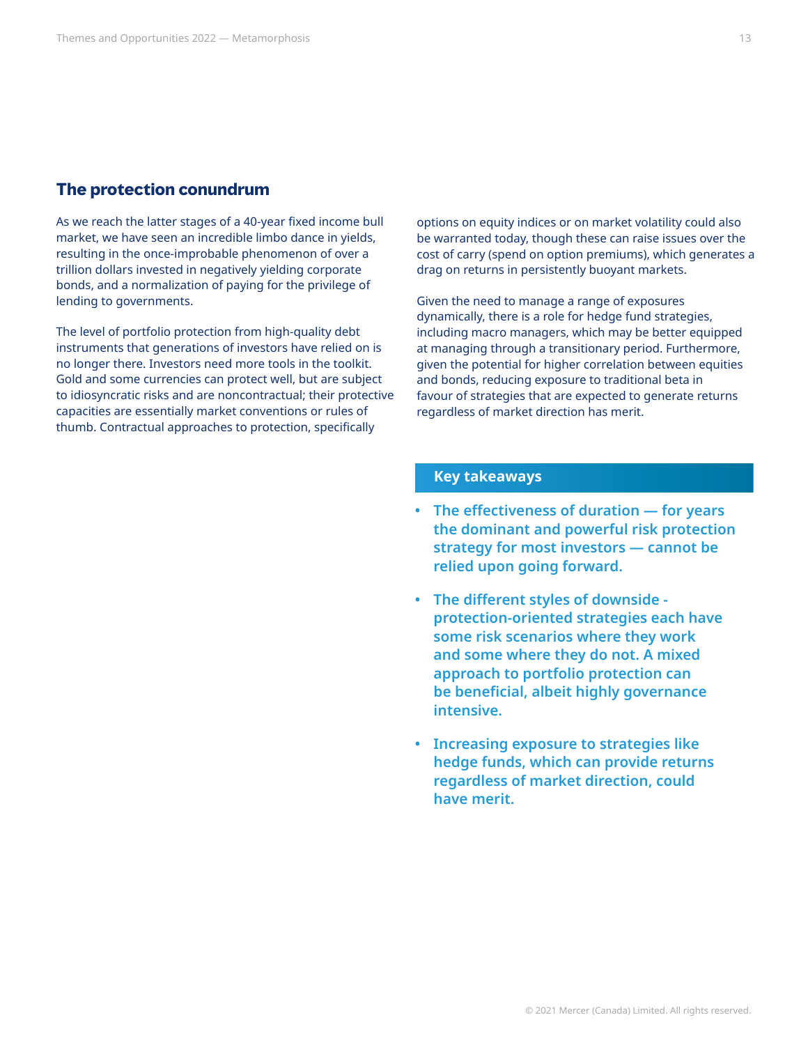## The protection conundrum

As we reach the latter stages of a 40-year fixed income bull market, we have seen an incredible limbo dance in yields, resulting in the once-improbable phenomenon of over a trillion dollars invested in negatively yielding corporate bonds, and a normalization of paying for the privilege of lending to governments.

The level of portfolio protection from high-quality debt instruments that generations of investors have relied on is no longer there. Investors need more tools in the toolkit. Gold and some currencies can protect well, but are subject to idiosyncratic risks and are noncontractual; their protective capacities are essentially market conventions or rules of thumb. Contractual approaches to protection, specifically options on equity indices or on market volatility could also be warranted today, though these can raise issues over the cost of carry (spend on option premiums), which generates a drag on returns in persistently buoyant markets.

Given the need to manage a range of exposures dynamically, there is a role for hedge fund strategies, including macro managers, which may be better equipped at managing through a transitionary period. Furthermore, given the potential for higher correlation between equities and bonds, reducing exposure to traditional beta in favour of strategies that are expected to generate returns regardless of market direction has merit.

### Key takeaways

- **The effectiveness of duration — for years the dominant and powerful risk protection strategy for most investors — cannot be relied upon going forward.**
- **The different styles of downside - protection-oriented strategies each have some risk scenarios where they work and some where they do not. A mixed approach to portfolio protection can be beneficial, albeit highly governance intensive.**
- **Increasing exposure to strategies like hedge funds, which can provide returns regardless of market direction, could have merit.**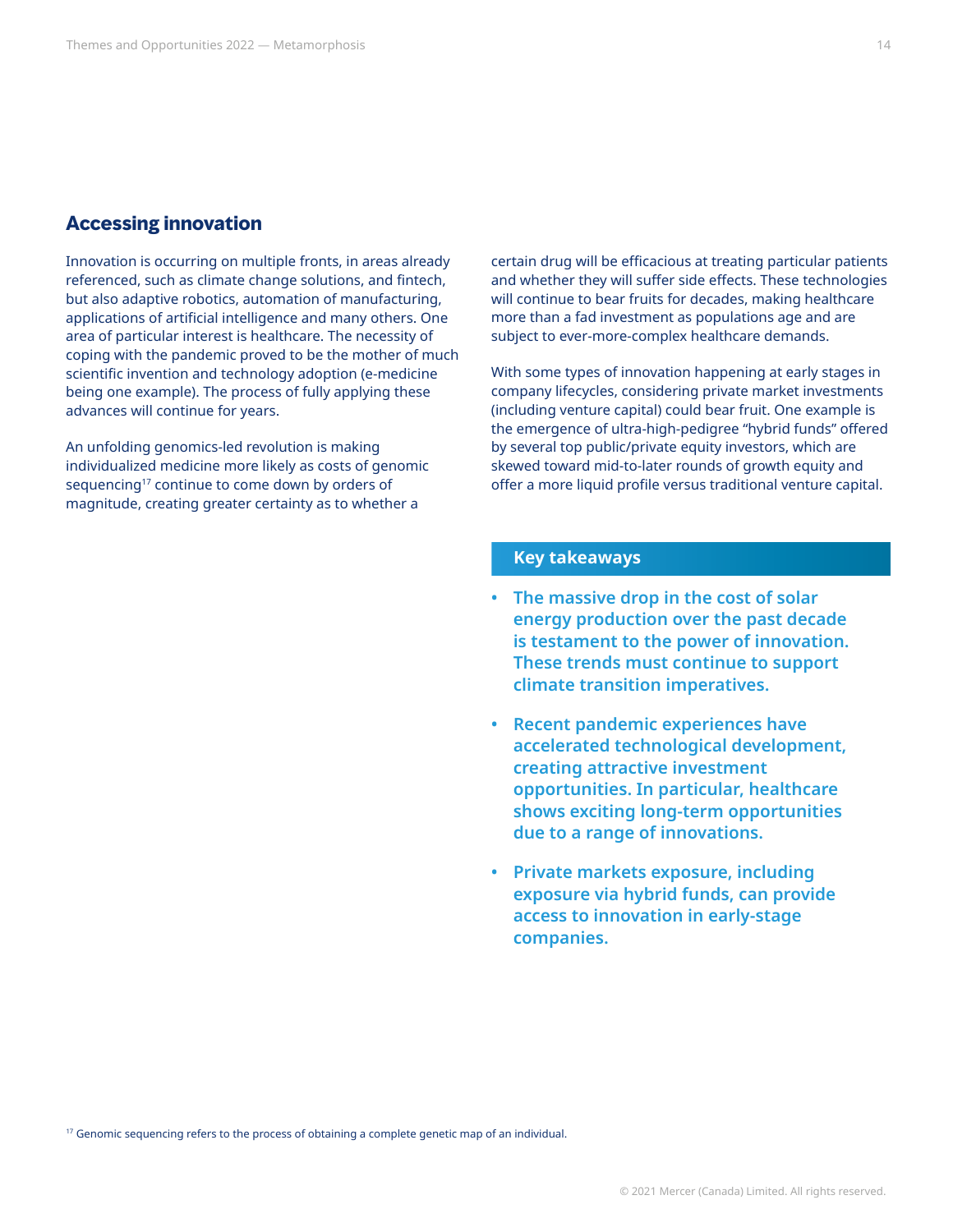## Accessing innovation

Innovation is occurring on multiple fronts, in areas already referenced, such as climate change solutions, and fintech, but also adaptive robotics, automation of manufacturing, applications of artificial intelligence and many others. One area of particular interest is healthcare. The necessity of coping with the pandemic proved to be the mother of much scientific invention and technology adoption (e-medicine being one example). The process of fully applying these advances will continue for years.

An unfolding genomics-led revolution is making individualized medicine more likely as costs of genomic sequencing[17] continue to come down by orders of magnitude, creating greater certainty as to whether a certain drug will be efficacious at treating particular patients and whether they will suffer side effects. These technologies will continue to bear fruits for decades, making healthcare more than a fad investment as populations age and are subject to ever-more-complex healthcare demands.

With some types of innovation happening at early stages in company lifecycles, considering private market investments (including venture capital) could bear fruit. One example is the emergence of ultra-high-pedigree "hybrid funds" offered by several top public/private equity investors, which are skewed toward mid-to-later rounds of growth equity and offer a more liquid profile versus traditional venture capital.

### Key takeaways

- **The massive drop in the cost of solar energy production over the past decade is testament to the power of innovation. These trends must continue to support climate transition imperatives.**
- **Recent pandemic experiences have accelerated technological development, creating attractive investment opportunities. In particular, healthcare shows exciting long-term opportunities due to a range of innovations.**
- **Private markets exposure, including exposure via hybrid funds, can provide access to innovation in early-stage companies.**

[17] Genomic sequencing refers to the process of obtaining a complete genetic map of an individual.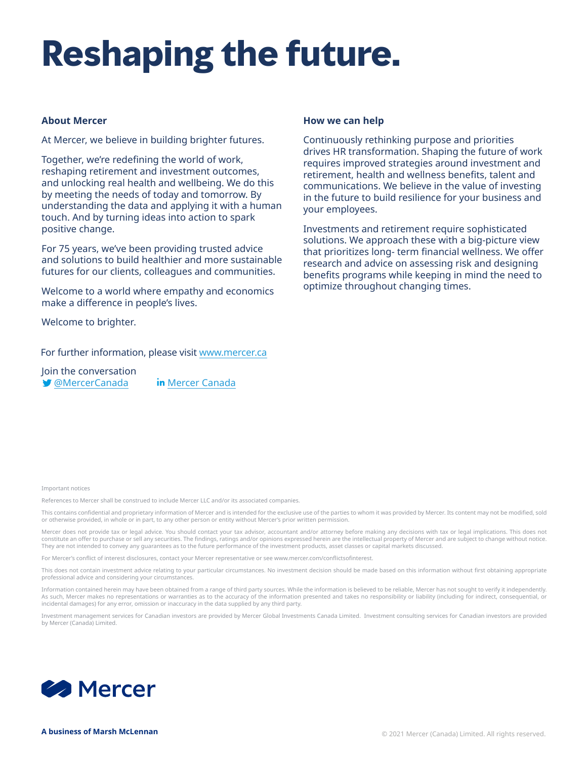# Reshaping the future.

## About Mercer

At Mercer, we believe in building brighter futures.

Together, we're redefining the world of work, reshaping retirement and investment outcomes, and unlocking real health and wellbeing. We do this by meeting the needs of today and tomorrow. By understanding the data and applying it with a human touch. And by turning ideas into action to spark positive change.

For 75 years, we've been providing trusted advice and solutions to build healthier and more sustainable futures for our clients, colleagues and communities.

Welcome to a world where empathy and economics make a difference in people's lives.

Welcome to brighter.

For further information, please visit www.mercer.ca

Join the conversation
@MercerCanada    Mercer Canada

## How we can help

Continuously rethinking purpose and priorities drives HR transformation. Shaping the future of work requires improved strategies around investment and retirement, health and wellness benefits, talent and communications. We believe in the value of investing in the future to build resilience for your business and your employees.

Investments and retirement require sophisticated solutions. We approach these with a big-picture view that prioritizes long- term financial wellness. We offer research and advice on assessing risk and designing benefits programs while keeping in mind the need to optimize throughout changing times.

Important notices

References to Mercer shall be construed to include Mercer LLC and/or its associated companies.

This contains confidential and proprietary information of Mercer and is intended for the exclusive use of the parties to whom it was provided by Mercer. Its content may not be modified, sold or otherwise provided, in whole or in part, to any other person or entity without Mercer's prior written permission.

Mercer does not provide tax or legal advice. You should contact your tax advisor, accountant and/or attorney before making any decisions with tax or legal implications. This does not constitute an offer to purchase or sell any securities. The findings, ratings and/or opinions expressed herein are the intellectual property of Mercer and are subject to change without notice. They are not intended to convey any guarantees as to the future performance of the investment products, asset classes or capital markets discussed.

For Mercer's conflict of interest disclosures, contact your Mercer representative or see www.mercer.com/conflictsofinterest.

This does not contain investment advice relating to your particular circumstances. No investment decision should be made based on this information without first obtaining appropriate professional advice and considering your circumstances.

Information contained herein may have been obtained from a range of third party sources. While the information is believed to be reliable, Mercer has not sought to verify it independently. As such, Mercer makes no representations or warranties as to the accuracy of the information presented and takes no responsibility or liability (including for indirect, consequential, or incidental damages) for any error, omission or inaccuracy in the data supplied by any third party.

Investment management services for Canadian investors are provided by Mercer Global Investments Canada Limited. Investment consulting services for Canadian investors are provided by Mercer (Canada) Limited.

Mercer

**A business of Marsh McLennan**

© 2021 Mercer (Canada) Limited. All rights reserved.